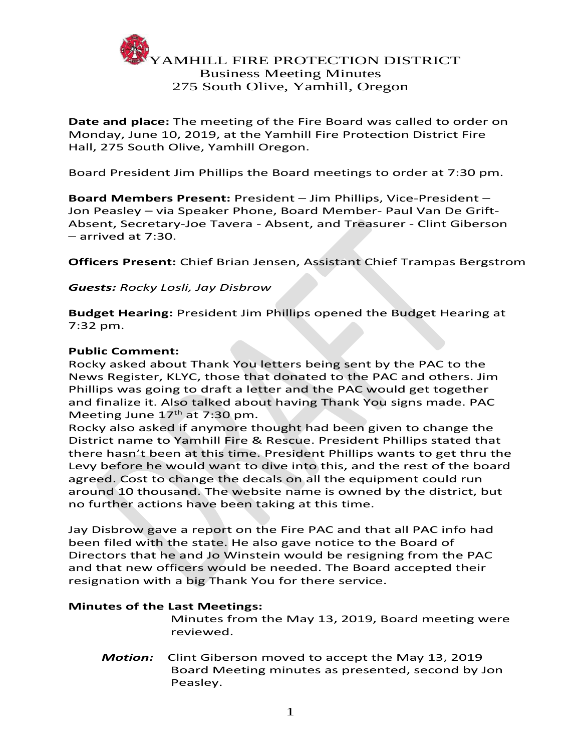# YAMHILL FIRE PROTECTION DISTRICT

## Business Meeting Minutes

## 275 South Olive, Yamhill, Oregon

**Date and place:** The meeting of the Fire Board was called to order on Monday, June 10, 2019, at the Yamhill Fire Protection District Fire Hall, 275 South Olive, Yamhill Oregon.

Board President Jim Phillips the Board meetings to order at 7:30 pm.

**Board Members Present:** President – Jim Phillips, Vice-President – Jon Peasley – via Speaker Phone, Board Member- Paul Van De Grift- Absent, Secretary-Joe Tavera - Absent, and Treasurer - Clint Giberson – arrived at 7:30.

**Officers Present:** Chief Brian Jensen, Assistant Chief Trampas Bergstrom

***Guests:*** *Rocky Losli, Jay Disbrow*

**Budget Hearing:** President Jim Phillips opened the Budget Hearing at 7:32 pm.

**Public Comment:**

Rocky asked about Thank You letters being sent by the PAC to the News Register, KLYC, those that donated to the PAC and others. Jim Phillips was going to draft a letter and the PAC would get together and finalize it. Also talked about having Thank You signs made. PAC Meeting June 17th at 7:30 pm.

Rocky also asked if anymore thought had been given to change the District name to Yamhill Fire & Rescue. President Phillips stated that there hasn't been at this time. President Phillips wants to get thru the Levy before he would want to dive into this, and the rest of the board agreed. Cost to change the decals on all the equipment could run around 10 thousand. The website name is owned by the district, but no further actions have been taking at this time.

Jay Disbrow gave a report on the Fire PAC and that all PAC info had been filed with the state. He also gave notice to the Board of Directors that he and Jo Winstein would be resigning from the PAC and that new officers would be needed. The Board accepted their resignation with a big Thank You for there service.

**Minutes of the Last Meetings:**

Minutes from the May 13, 2019, Board meeting were reviewed.

***Motion:*** Clint Giberson moved to accept the May 13, 2019 Board Meeting minutes as presented, second by Jon Peasley.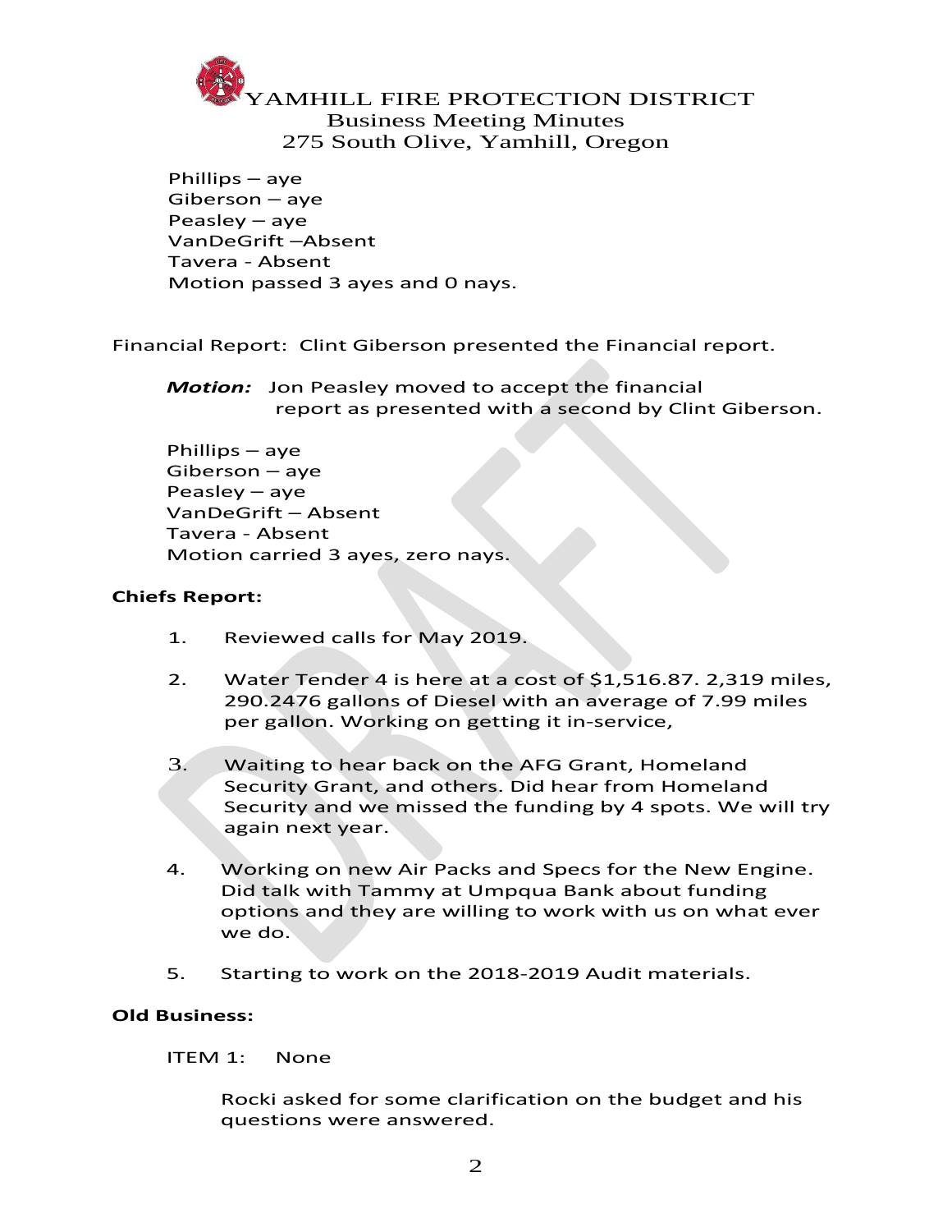Phillips – aye
Giberson – aye
Peasley – aye
VanDeGrift –Absent
Tavera - Absent
Motion passed 3 ayes and 0 nays.

Financial Report: Clint Giberson presented the Financial report.

***Motion:*** Jon Peasley moved to accept the financial report as presented with a second by Clint Giberson.

Phillips – aye
Giberson – aye
Peasley – aye
VanDeGrift – Absent
Tavera - Absent
Motion carried 3 ayes, zero nays.

**Chiefs Report:**

1. Reviewed calls for May 2019.

2. Water Tender 4 is here at a cost of $1,516.87. 2,319 miles, 290.2476 gallons of Diesel with an average of 7.99 miles per gallon. Working on getting it in-service,

3. Waiting to hear back on the AFG Grant, Homeland Security Grant, and others. Did hear from Homeland Security and we missed the funding by 4 spots. We will try again next year.

4. Working on new Air Packs and Specs for the New Engine. Did talk with Tammy at Umpqua Bank about funding options and they are willing to work with us on what ever we do.

5. Starting to work on the 2018-2019 Audit materials.

**Old Business:**

ITEM 1: None

Rocki asked for some clarification on the budget and his questions were answered.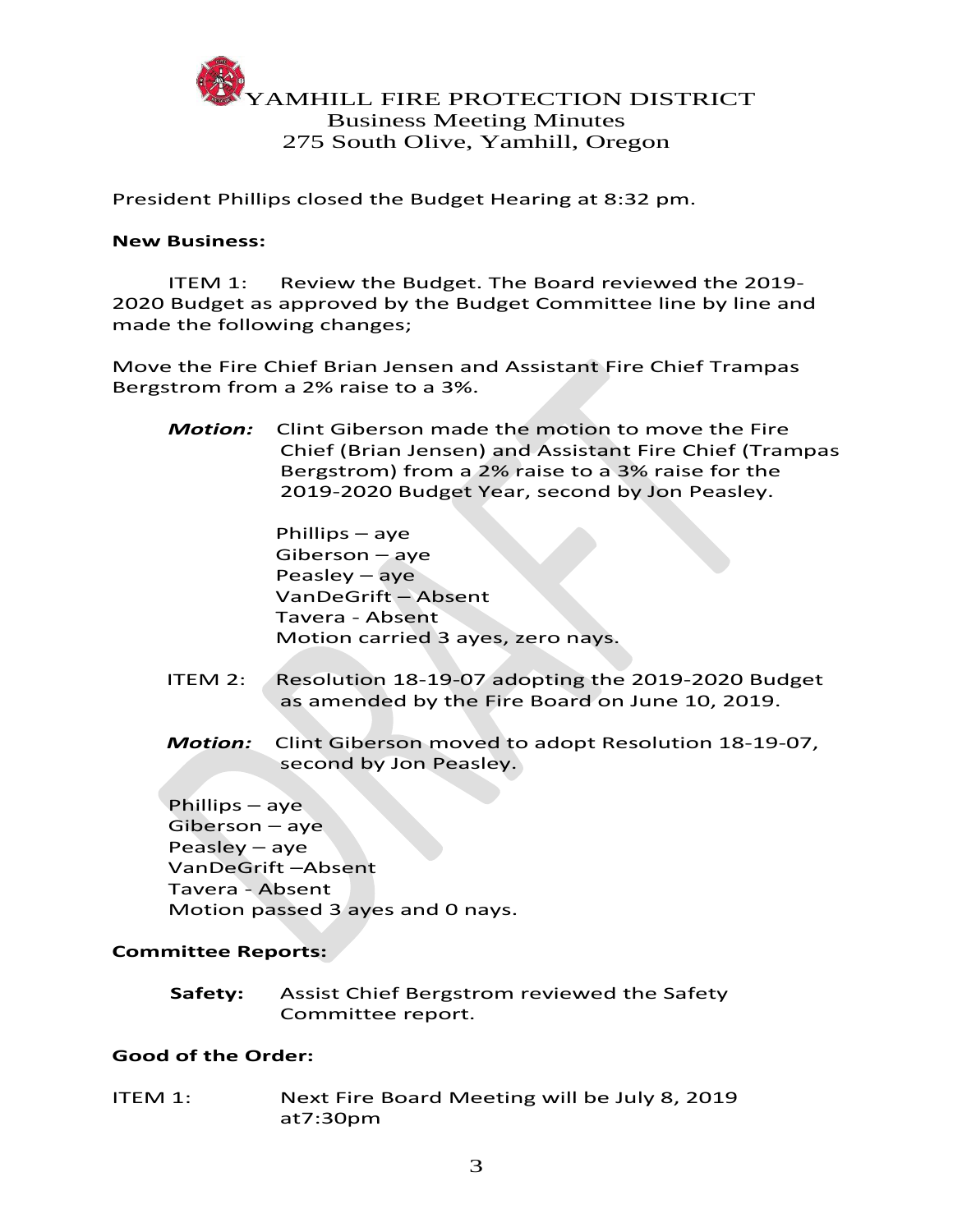# YAMHILL FIRE PROTECTION DISTRICT

## Business Meeting Minutes

275 South Olive, Yamhill, Oregon

President Phillips closed the Budget Hearing at 8:32 pm.

**New Business:**

ITEM 1: Review the Budget. The Board reviewed the 2019-2020 Budget as approved by the Budget Committee line by line and made the following changes;

Move the Fire Chief Brian Jensen and Assistant Fire Chief Trampas Bergstrom from a 2% raise to a 3%.

***Motion:*** Clint Giberson made the motion to move the Fire Chief (Brian Jensen) and Assistant Fire Chief (Trampas Bergstrom) from a 2% raise to a 3% raise for the 2019-2020 Budget Year, second by Jon Peasley.

Phillips – aye
Giberson – aye
Peasley – aye
VanDeGrift – Absent
Tavera - Absent
Motion carried 3 ayes, zero nays.

ITEM 2: Resolution 18-19-07 adopting the 2019-2020 Budget as amended by the Fire Board on June 10, 2019.

***Motion:*** Clint Giberson moved to adopt Resolution 18-19-07, second by Jon Peasley.

Phillips – aye
Giberson – aye
Peasley – aye
VanDeGrift –Absent
Tavera - Absent
Motion passed 3 ayes and 0 nays.

**Committee Reports:**

**Safety:** Assist Chief Bergstrom reviewed the Safety Committee report.

**Good of the Order:**

ITEM 1: Next Fire Board Meeting will be July 8, 2019 at7:30pm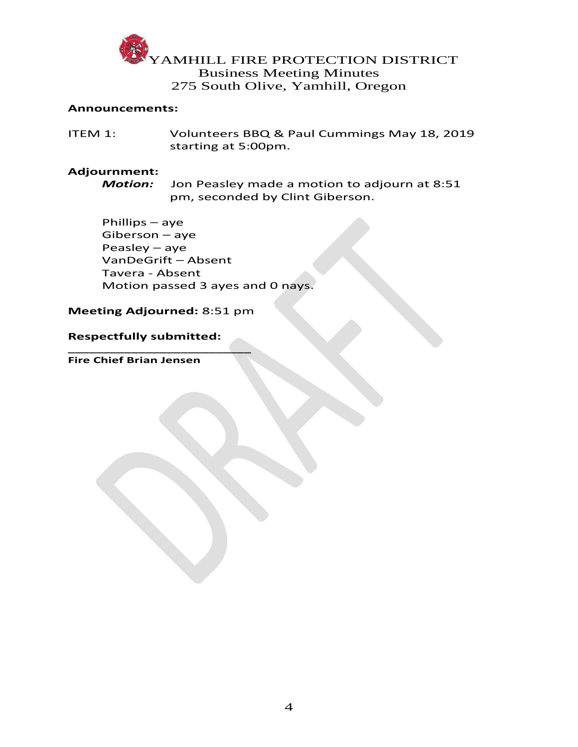YAMHILL FIRE PROTECTION DISTRICT
Business Meeting Minutes
275 South Olive, Yamhill, Oregon

**Announcements:**

ITEM 1: Volunteers BBQ & Paul Cummings May 18, 2019 starting at 5:00pm.

**Adjournment:**

***Motion:*** Jon Peasley made a motion to adjourn at 8:51 pm, seconded by Clint Giberson.

Phillips – aye
Giberson – aye
Peasley – aye
VanDeGrift – Absent
Tavera - Absent
Motion passed 3 ayes and 0 nays.

**Meeting Adjourned:** 8:51 pm

**Respectfully submitted:**

___________________________
**Fire Chief Brian Jensen**

DRAFT